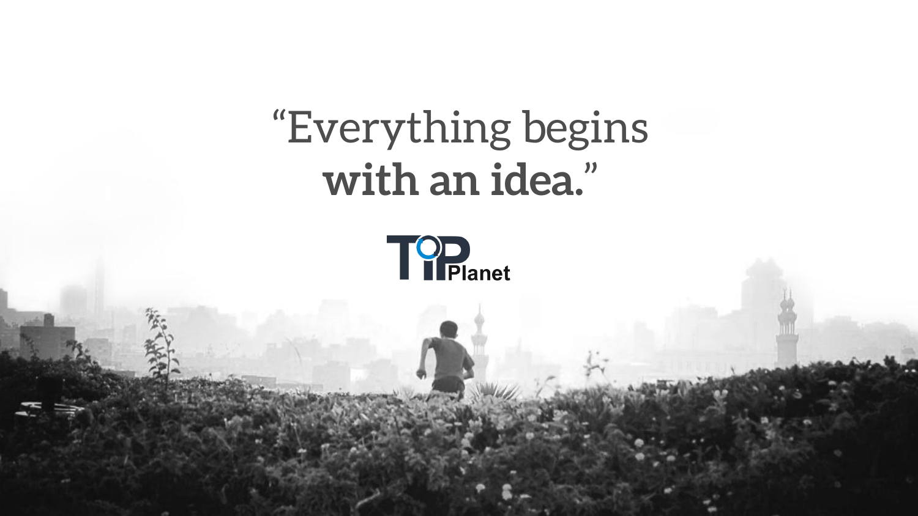# "Everything begins **with an idea.**"

TIP Planet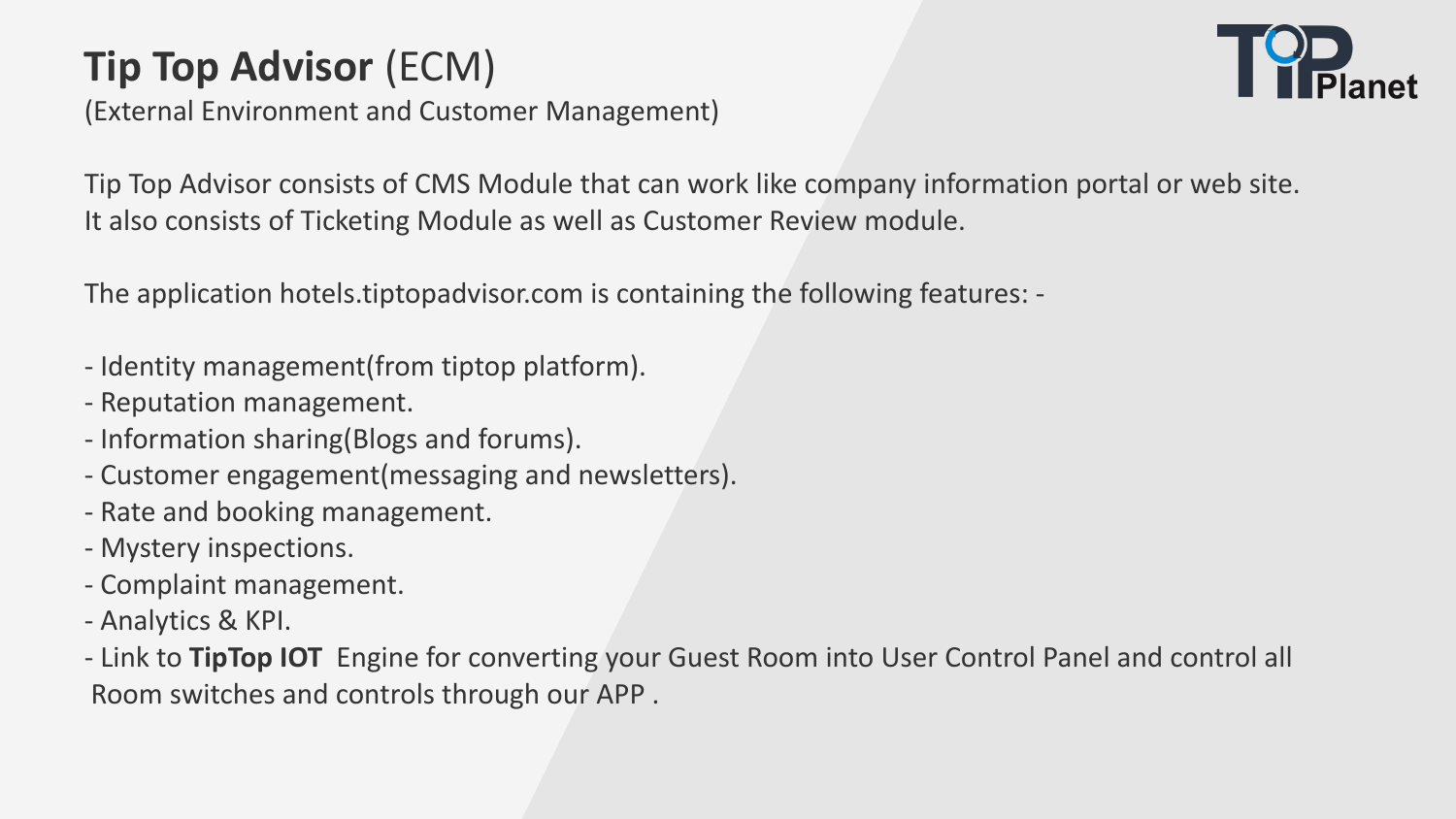# **Tip Top Advisor** (ECM)

(External Environment and Customer Management)

Tip Top Advisor consists of CMS Module that can work like company information portal or web site. It also consists of Ticketing Module as well as Customer Review module.

The application hotels.tiptopadvisor.com is containing the following features: -

- Identity management(from tiptop platform).
- Reputation management.
- Information sharing(Blogs and forums).
- Customer engagement(messaging and newsletters).
- Rate and booking management.
- Mystery inspections.
- Complaint management.
- Analytics & KPI.
- Link to **TipTop IOT** Engine for converting your Guest Room into User Control Panel and control all Room switches and controls through our APP .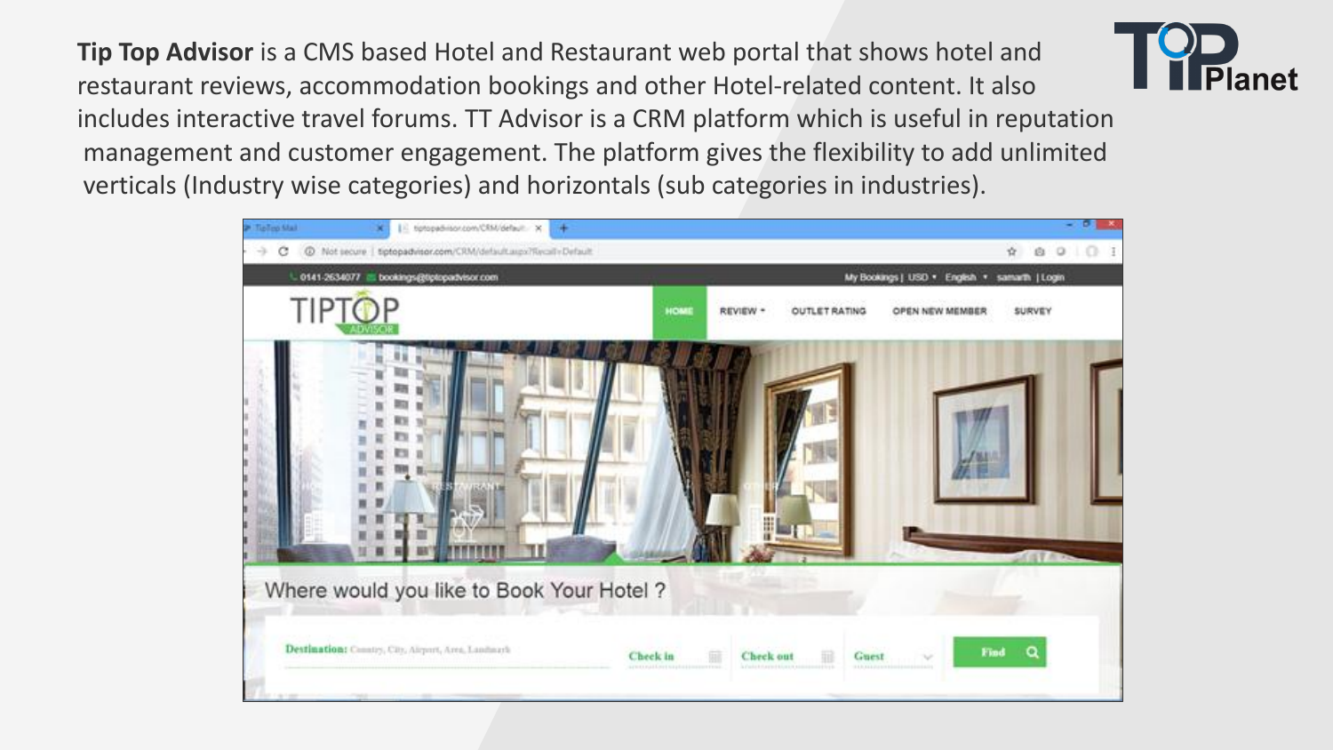**Tip Top Advisor** is a CMS based Hotel and Restaurant web portal that shows hotel and restaurant reviews, accommodation bookings and other Hotel-related content. It also includes interactive travel forums. TT Advisor is a CRM platform which is useful in reputation management and customer engagement. The platform gives the flexibility to add unlimited verticals (Industry wise categories) and horizontals (sub categories in industries).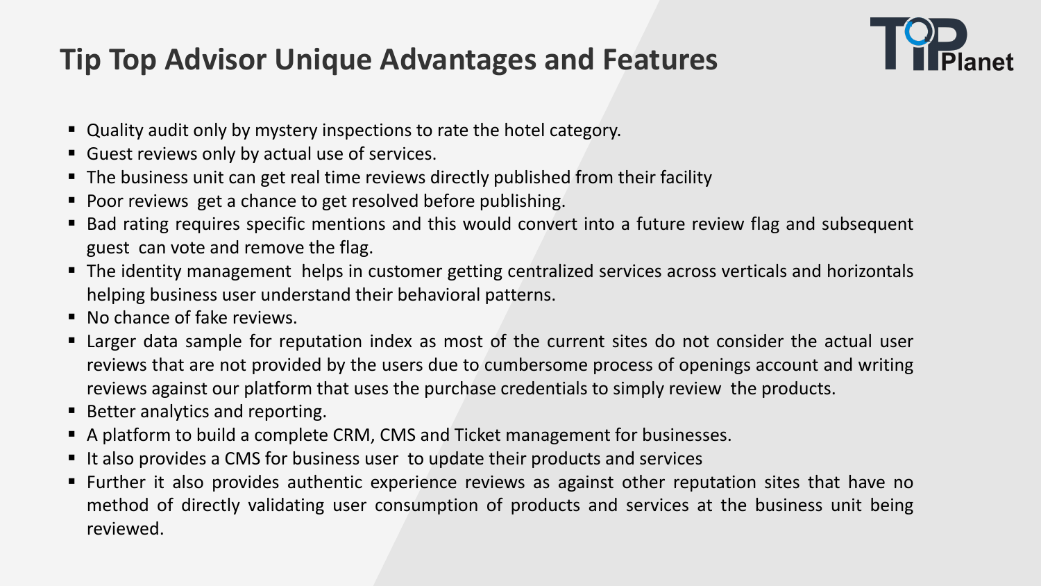# Tip Top Advisor Unique Advantages and Features

- Quality audit only by mystery inspections to rate the hotel category.
- Guest reviews only by actual use of services.
- The business unit can get real time reviews directly published from their facility
- Poor reviews get a chance to get resolved before publishing.
- Bad rating requires specific mentions and this would convert into a future review flag and subsequent guest can vote and remove the flag.
- The identity management helps in customer getting centralized services across verticals and horizontals helping business user understand their behavioral patterns.
- No chance of fake reviews.
- Larger data sample for reputation index as most of the current sites do not consider the actual user reviews that are not provided by the users due to cumbersome process of openings account and writing reviews against our platform that uses the purchase credentials to simply review the products.
- Better analytics and reporting.
- A platform to build a complete CRM, CMS and Ticket management for businesses.
- It also provides a CMS for business user to update their products and services
- Further it also provides authentic experience reviews as against other reputation sites that have no method of directly validating user consumption of products and services at the business unit being reviewed.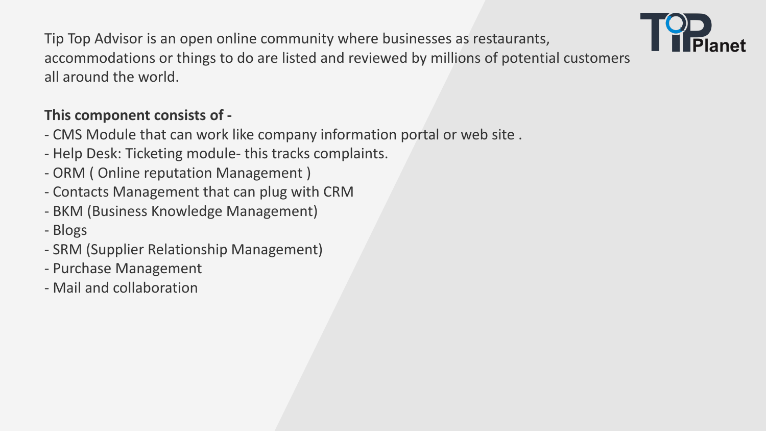Tip Top Advisor is an open online community where businesses as restaurants, accommodations or things to do are listed and reviewed by millions of potential customers all around the world.

**This component consists of -**

- CMS Module that can work like company information portal or web site .
- Help Desk: Ticketing module- this tracks complaints.
- ORM ( Online reputation Management )
- Contacts Management that can plug with CRM
- BKM (Business Knowledge Management)
- Blogs
- SRM (Supplier Relationship Management)
- Purchase Management
- Mail and collaboration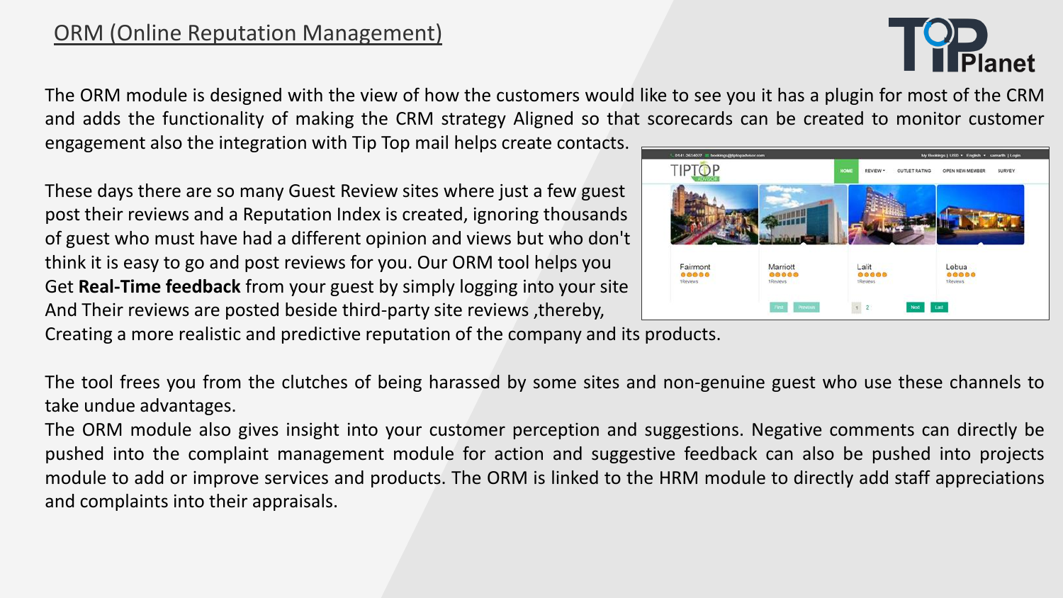# ORM (Online Reputation Management)

The ORM module is designed with the view of how the customers would like to see you it has a plugin for most of the CRM and adds the functionality of making the CRM strategy Aligned so that scorecards can be created to monitor customer engagement also the integration with Tip Top mail helps create contacts.

These days there are so many Guest Review sites where just a few guest post their reviews and a Reputation Index is created, ignoring thousands of guest who must have had a different opinion and views but who don't think it is easy to go and post reviews for you. Our ORM tool helps you Get **Real-Time feedback** from your guest by simply logging into your site And Their reviews are posted beside third-party site reviews ,thereby, Creating a more realistic and predictive reputation of the company and its products.

The tool frees you from the clutches of being harassed by some sites and non-genuine guest who use these channels to take undue advantages.

The ORM module also gives insight into your customer perception and suggestions. Negative comments can directly be pushed into the complaint management module for action and suggestive feedback can also be pushed into projects module to add or improve services and products. The ORM is linked to the HRM module to directly add staff appreciations and complaints into their appraisals.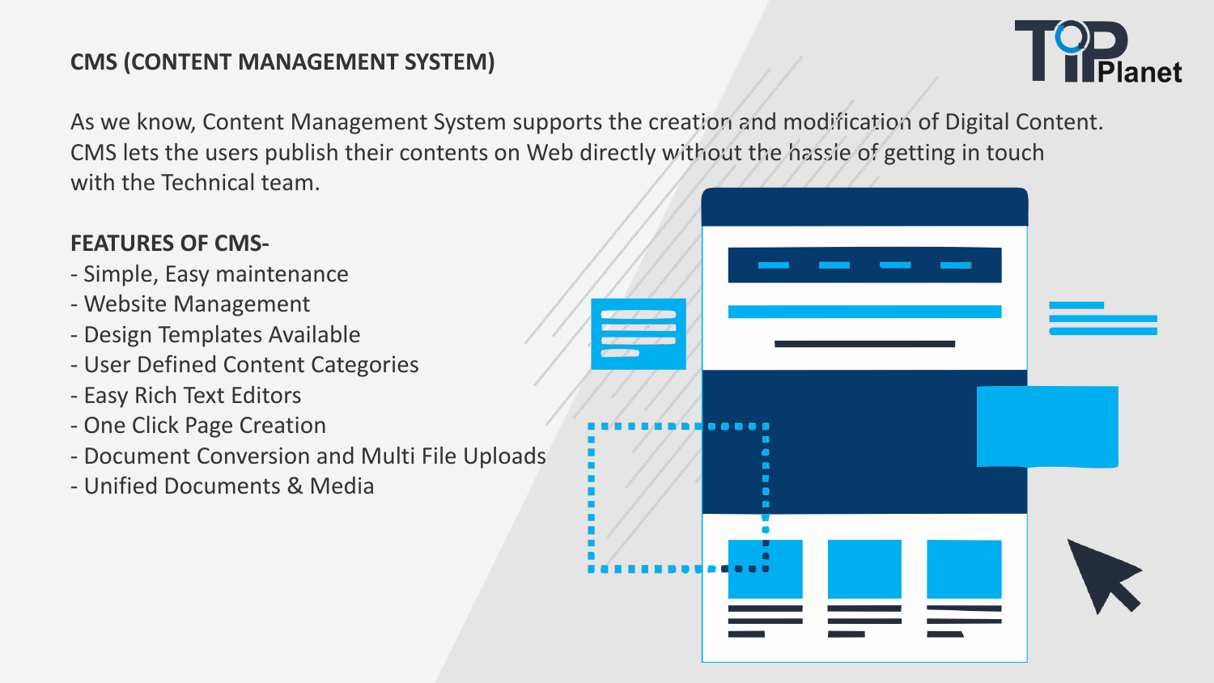## CMS (CONTENT MANAGEMENT SYSTEM)

As we know, Content Management System supports the creation and modification of Digital Content. CMS lets the users publish their contents on Web directly without the hassle of getting in touch with the Technical team.

### FEATURES OF CMS-

- Simple, Easy maintenance
- Website Management
- Design Templates Available
- User Defined Content Categories
- Easy Rich Text Editors
- One Click Page Creation
- Document Conversion and Multi File Uploads
- Unified Documents & Media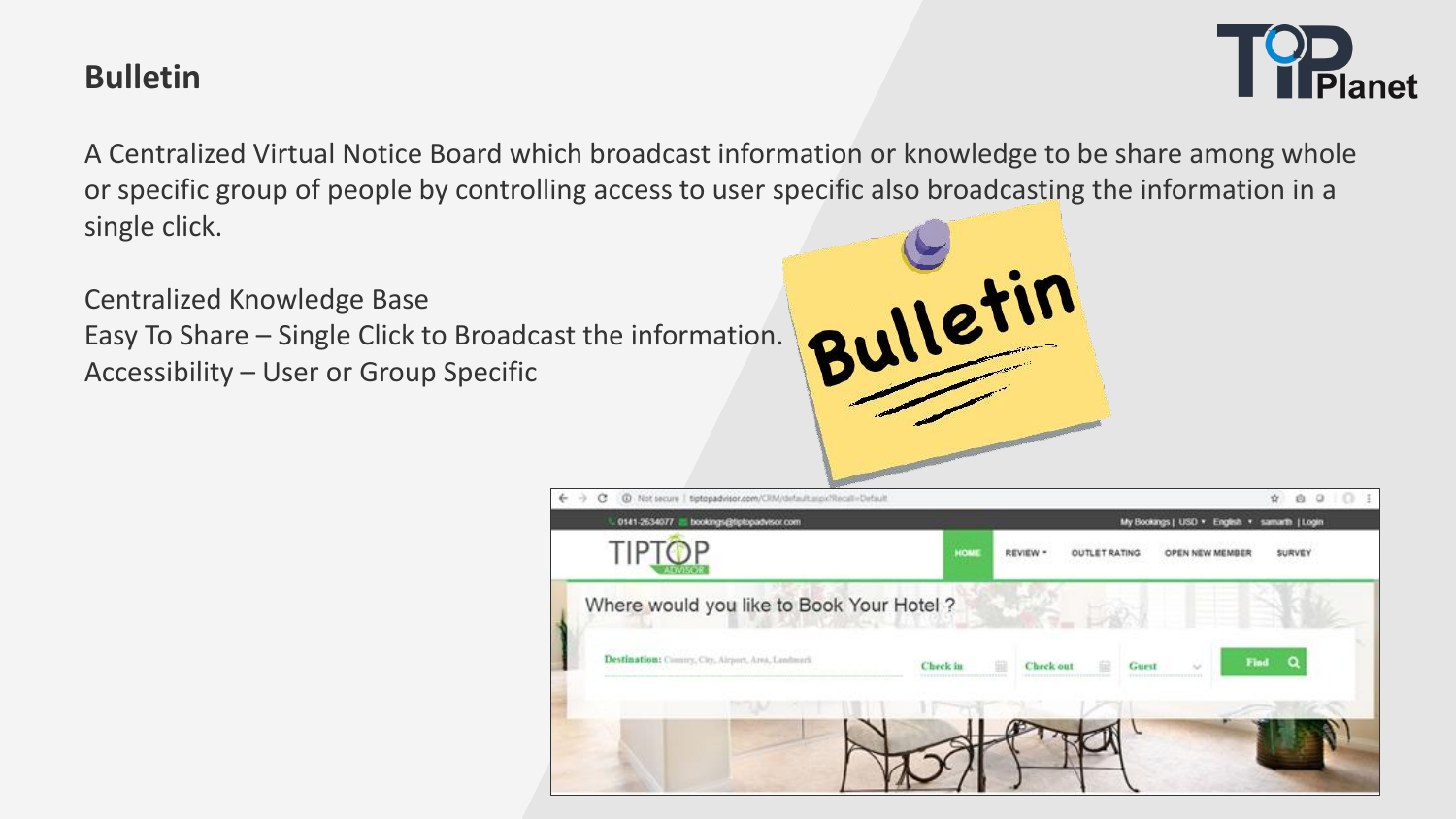## Bulletin

A Centralized Virtual Notice Board which broadcast information or knowledge to be share among whole or specific group of people by controlling access to user specific also broadcasting the information in a single click.

Centralized Knowledge Base
Easy To Share – Single Click to Broadcast the information.
Accessibility – User or Group Specific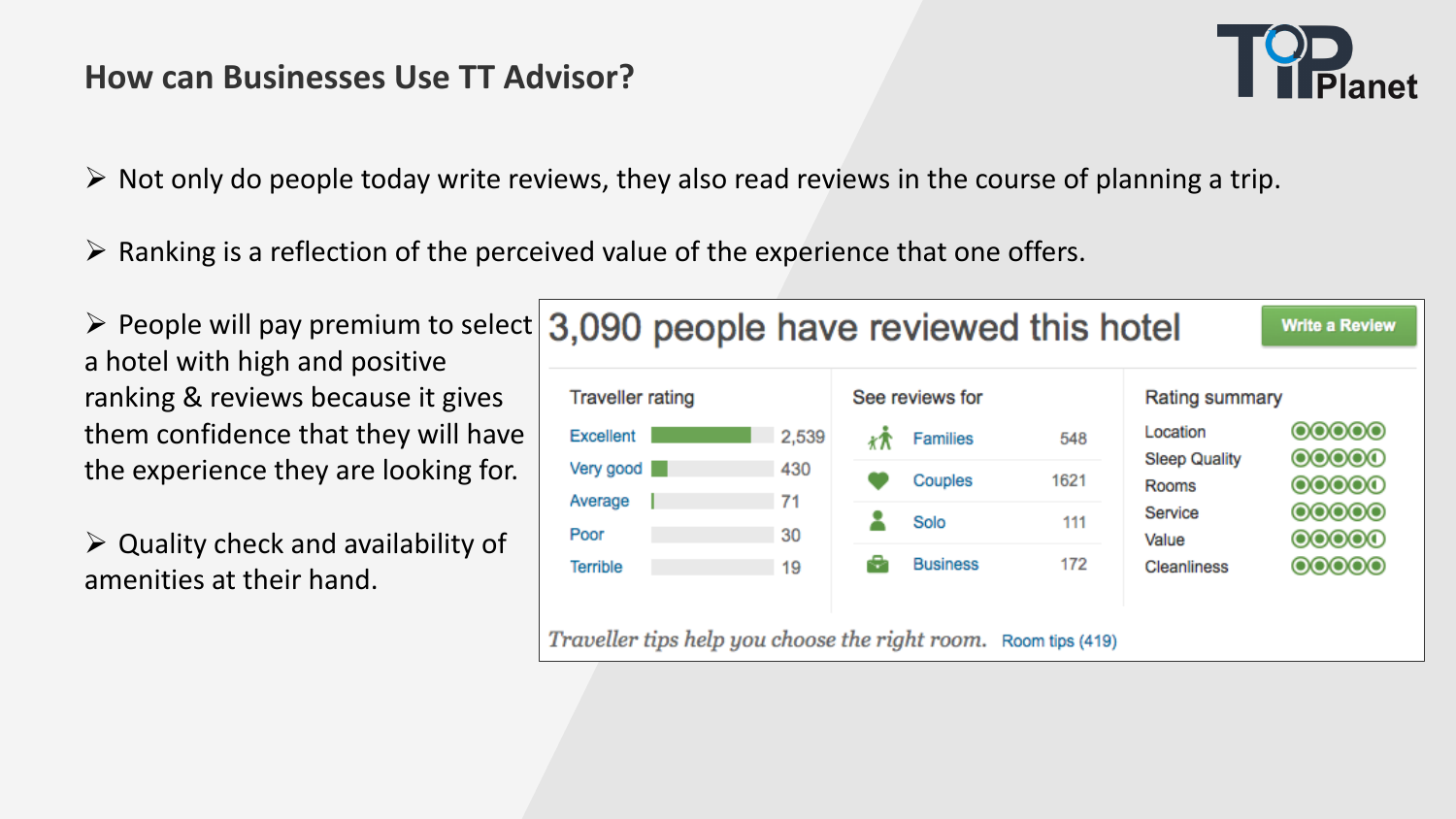## How can Businesses Use TT Advisor?

- Not only do people today write reviews, they also read reviews in the course of planning a trip.
- Ranking is a reflection of the perceived value of the experience that one offers.
- People will pay premium to select a hotel with high and positive ranking & reviews because it gives them confidence that they will have the experience they are looking for.
- Quality check and availability of amenities at their hand.

**3,090 people have reviewed this hotel** — Write a Review

| Traveller rating | |
|---|---|
| Excellent | 2,539 |
| Very good | 430 |
| Average | 71 |
| Poor | 30 |
| Terrible | 19 |

| See reviews for | |
|---|---|
| Families | 548 |
| Couples | 1621 |
| Solo | 111 |
| Business | 172 |

Rating summary

- Location
- Sleep Quality
- Rooms
- Service
- Value
- Cleanliness

*Traveller tips help you choose the right room.* Room tips (419)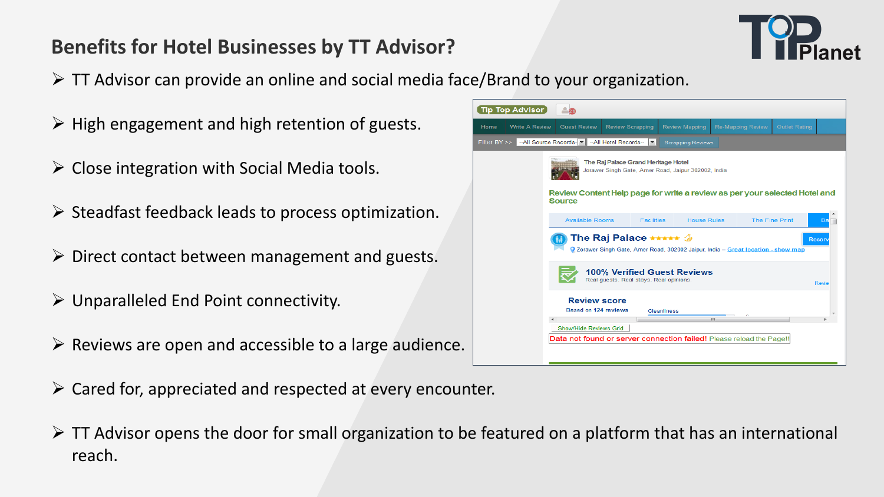# Benefits for Hotel Businesses by TT Advisor?

- TT Advisor can provide an online and social media face/Brand to your organization.
- High engagement and high retention of guests.
- Close integration with Social Media tools.
- Steadfast feedback leads to process optimization.
- Direct contact between management and guests.
- Unparalleled End Point connectivity.
- Reviews are open and accessible to a large audience.
- Cared for, appreciated and respected at every encounter.
- TT Advisor opens the door for small organization to be featured on a platform that has an international reach.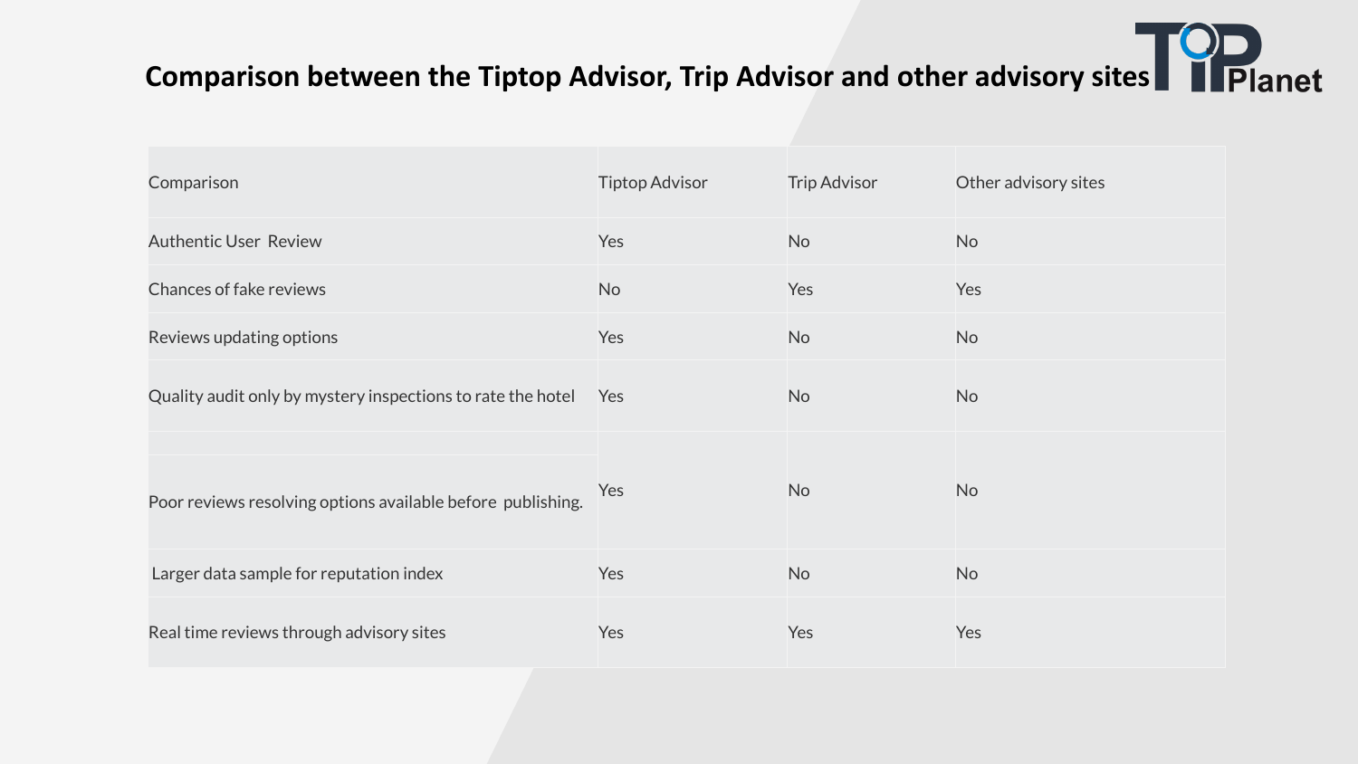## Comparison between the Tiptop Advisor, Trip Advisor and other advisory sites

| Comparison | Tiptop Advisor | Trip Advisor | Other advisory sites |
|---|---|---|---|
| Authentic User Review | Yes | No | No |
| Chances of fake reviews | No | Yes | Yes |
| Reviews updating options | Yes | No | No |
| Quality audit only by mystery inspections to rate the hotel | Yes | No | No |
| Poor reviews resolving options available before publishing. | Yes | No | No |
| Larger data sample for reputation index | Yes | No | No |
| Real time reviews through advisory sites | Yes | Yes | Yes |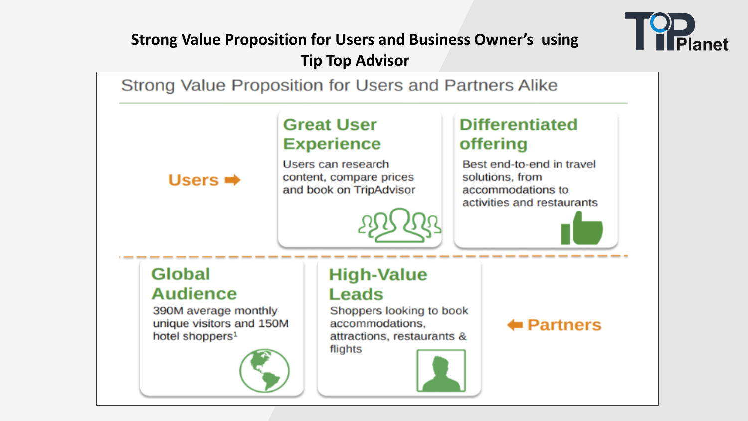# Strong Value Proposition for Users and Business Owner's using Tip Top Advisor

## Strong Value Proposition for Users and Partners Alike

**Users** ➡

### Great User Experience

Users can research content, compare prices and book on TripAdvisor

### Differentiated offering

Best end-to-end in travel solutions, from accommodations to activities and restaurants

---

### Global Audience

390M average monthly unique visitors and 150M hotel shoppers[1]

### High-Value Leads

Shoppers looking to book accommodations, attractions, restaurants & flights

⬅ **Partners**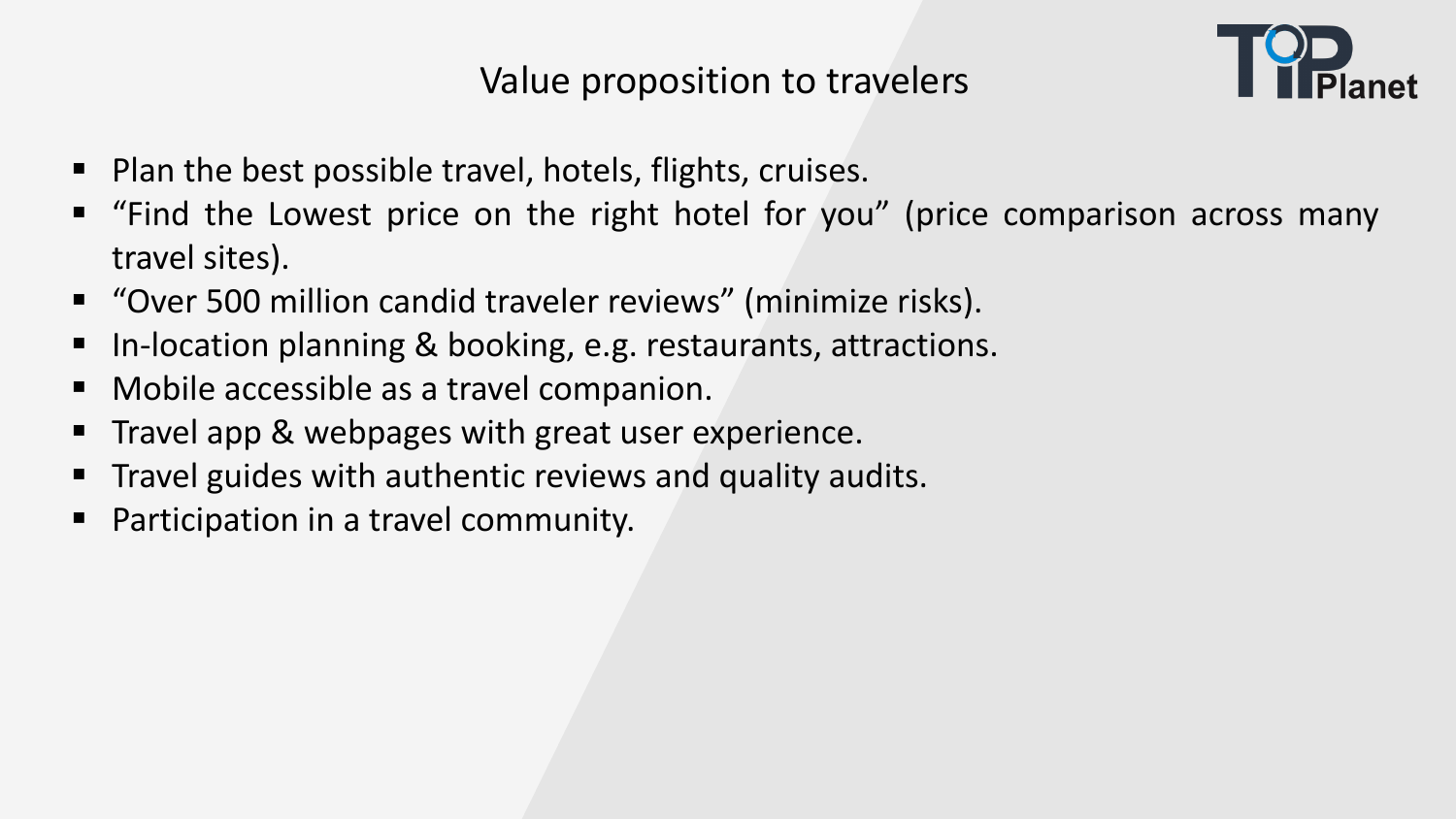# Value proposition to travelers

- Plan the best possible travel, hotels, flights, cruises.
- “Find the Lowest price on the right hotel for you” (price comparison across many travel sites).
- “Over 500 million candid traveler reviews” (minimize risks).
- In-location planning & booking, e.g. restaurants, attractions.
- Mobile accessible as a travel companion.
- Travel app & webpages with great user experience.
- Travel guides with authentic reviews and quality audits.
- Participation in a travel community.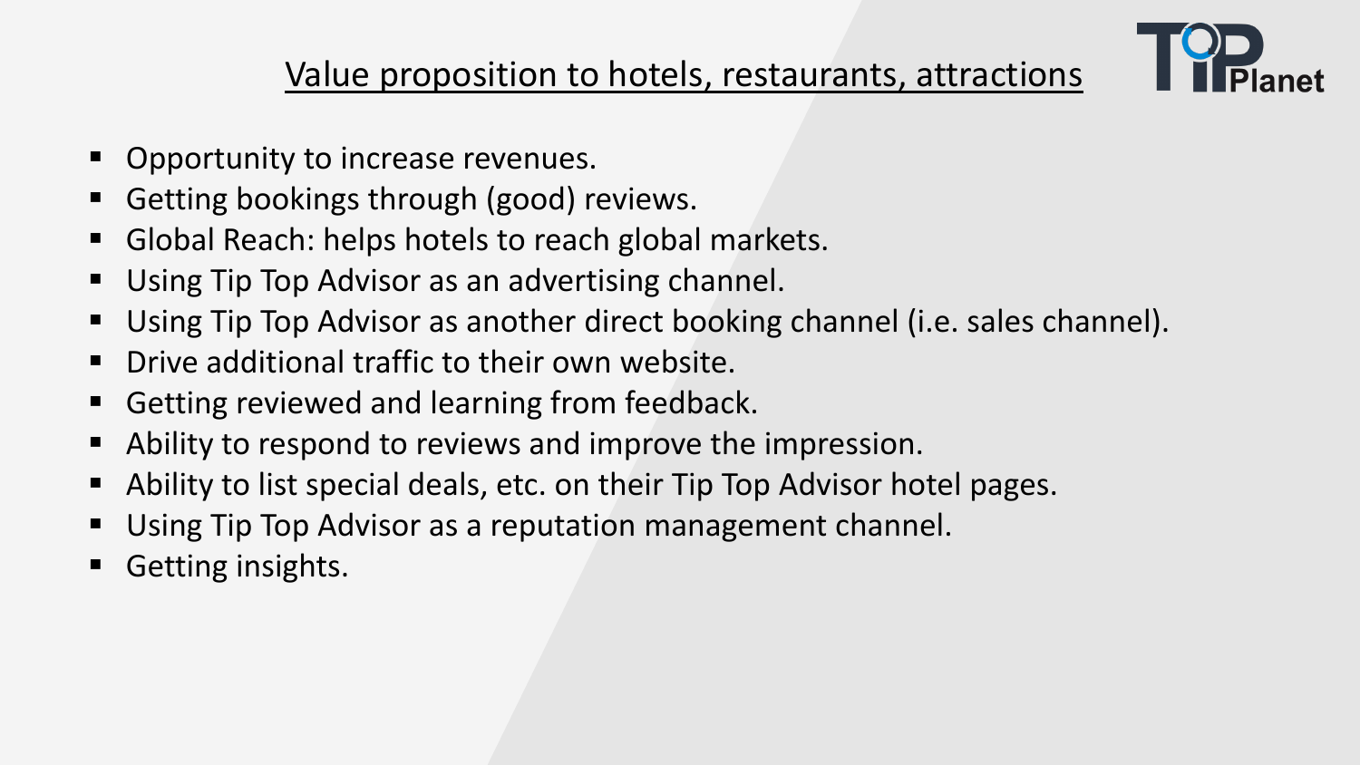## Value proposition to hotels, restaurants, attractions

- Opportunity to increase revenues.
- Getting bookings through (good) reviews.
- Global Reach: helps hotels to reach global markets.
- Using Tip Top Advisor as an advertising channel.
- Using Tip Top Advisor as another direct booking channel (i.e. sales channel).
- Drive additional traffic to their own website.
- Getting reviewed and learning from feedback.
- Ability to respond to reviews and improve the impression.
- Ability to list special deals, etc. on their Tip Top Advisor hotel pages.
- Using Tip Top Advisor as a reputation management channel.
- Getting insights.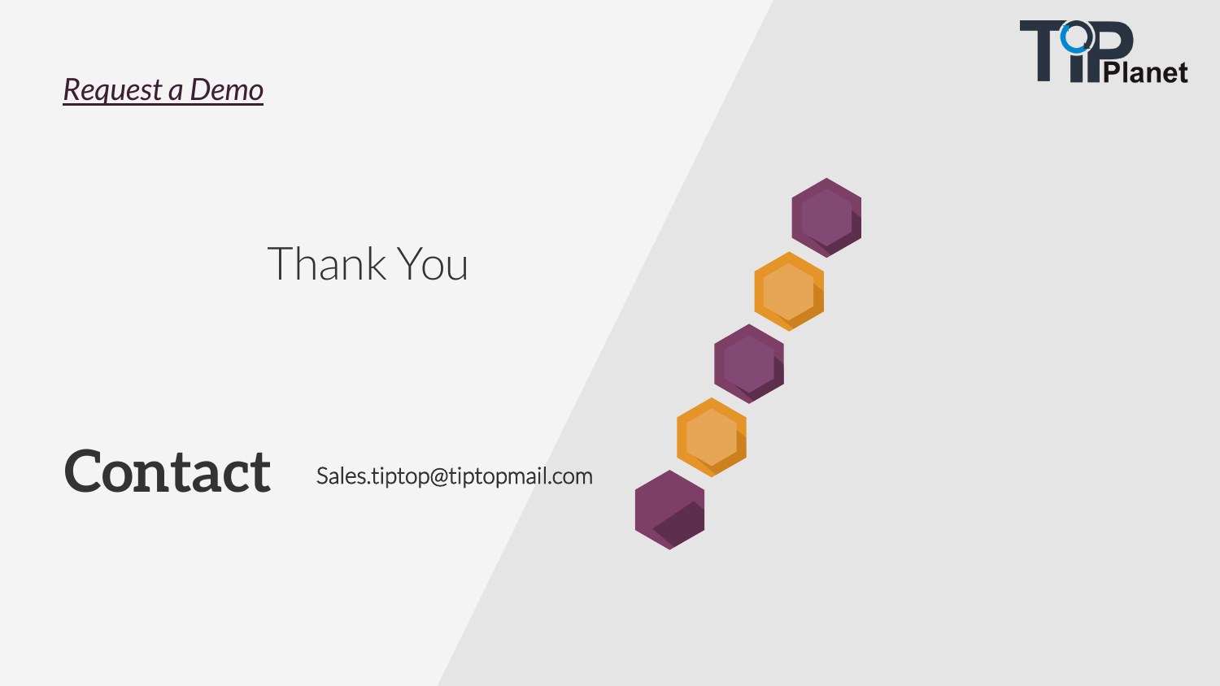[*Request a Demo*]

TiP Planet

# Thank You

## Contact

Sales.tiptop@tiptopmail.com